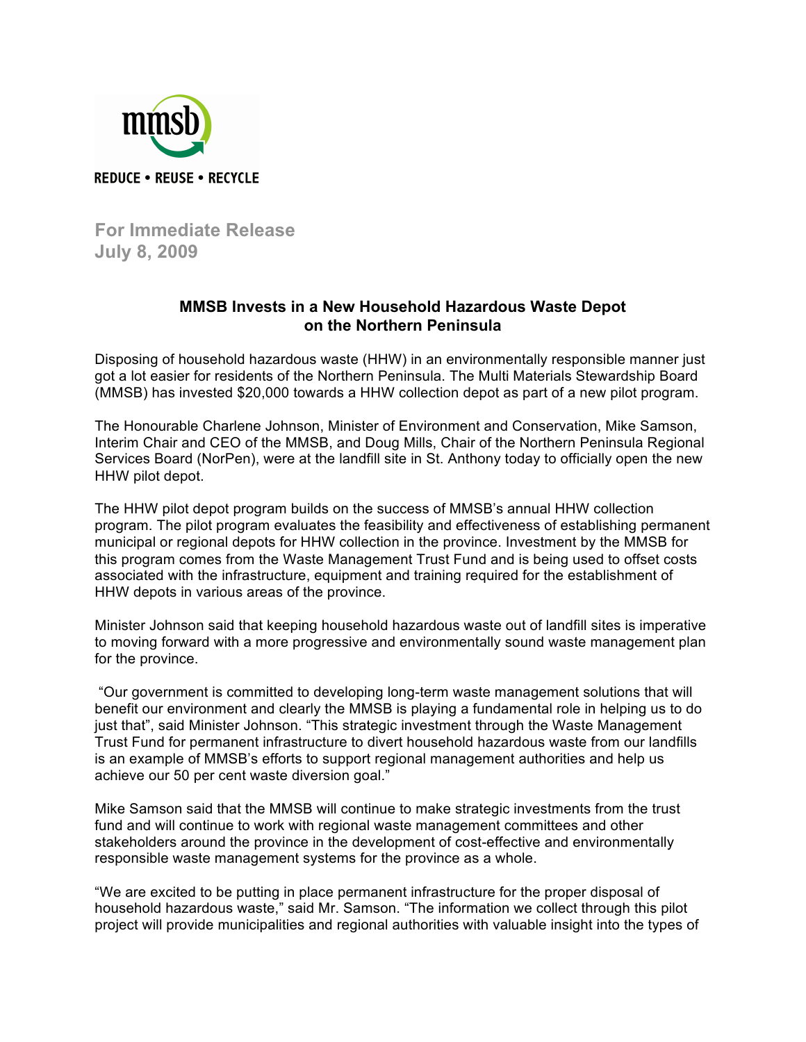mmsb

REDUCE • REUSE • RECYCLE

**For Immediate Release**
**July 8, 2009**

## MMSB Invests in a New Household Hazardous Waste Depot on the Northern Peninsula

Disposing of household hazardous waste (HHW) in an environmentally responsible manner just got a lot easier for residents of the Northern Peninsula. The Multi Materials Stewardship Board (MMSB) has invested $20,000 towards a HHW collection depot as part of a new pilot program.

The Honourable Charlene Johnson, Minister of Environment and Conservation, Mike Samson, Interim Chair and CEO of the MMSB, and Doug Mills, Chair of the Northern Peninsula Regional Services Board (NorPen), were at the landfill site in St. Anthony today to officially open the new HHW pilot depot.

The HHW pilot depot program builds on the success of MMSB's annual HHW collection program. The pilot program evaluates the feasibility and effectiveness of establishing permanent municipal or regional depots for HHW collection in the province. Investment by the MMSB for this program comes from the Waste Management Trust Fund and is being used to offset costs associated with the infrastructure, equipment and training required for the establishment of HHW depots in various areas of the province.

Minister Johnson said that keeping household hazardous waste out of landfill sites is imperative to moving forward with a more progressive and environmentally sound waste management plan for the province.

"Our government is committed to developing long-term waste management solutions that will benefit our environment and clearly the MMSB is playing a fundamental role in helping us to do just that", said Minister Johnson. "This strategic investment through the Waste Management Trust Fund for permanent infrastructure to divert household hazardous waste from our landfills is an example of MMSB's efforts to support regional management authorities and help us achieve our 50 per cent waste diversion goal."

Mike Samson said that the MMSB will continue to make strategic investments from the trust fund and will continue to work with regional waste management committees and other stakeholders around the province in the development of cost-effective and environmentally responsible waste management systems for the province as a whole.

"We are excited to be putting in place permanent infrastructure for the proper disposal of household hazardous waste," said Mr. Samson. "The information we collect through this pilot project will provide municipalities and regional authorities with valuable insight into the types of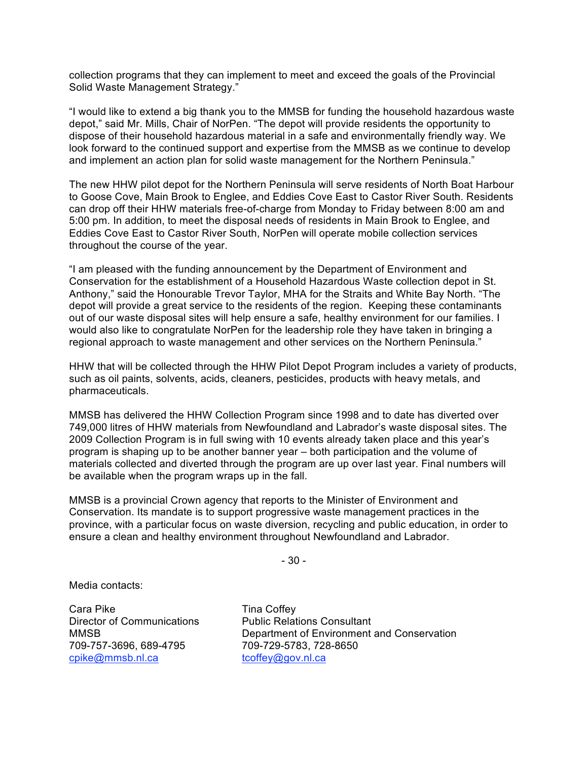collection programs that they can implement to meet and exceed the goals of the Provincial Solid Waste Management Strategy."

"I would like to extend a big thank you to the MMSB for funding the household hazardous waste depot," said Mr. Mills, Chair of NorPen. "The depot will provide residents the opportunity to dispose of their household hazardous material in a safe and environmentally friendly way. We look forward to the continued support and expertise from the MMSB as we continue to develop and implement an action plan for solid waste management for the Northern Peninsula."

The new HHW pilot depot for the Northern Peninsula will serve residents of North Boat Harbour to Goose Cove, Main Brook to Englee, and Eddies Cove East to Castor River South. Residents can drop off their HHW materials free-of-charge from Monday to Friday between 8:00 am and 5:00 pm. In addition, to meet the disposal needs of residents in Main Brook to Englee, and Eddies Cove East to Castor River South, NorPen will operate mobile collection services throughout the course of the year.

"I am pleased with the funding announcement by the Department of Environment and Conservation for the establishment of a Household Hazardous Waste collection depot in St. Anthony," said the Honourable Trevor Taylor, MHA for the Straits and White Bay North. "The depot will provide a great service to the residents of the region. Keeping these contaminants out of our waste disposal sites will help ensure a safe, healthy environment for our families. I would also like to congratulate NorPen for the leadership role they have taken in bringing a regional approach to waste management and other services on the Northern Peninsula."

HHW that will be collected through the HHW Pilot Depot Program includes a variety of products, such as oil paints, solvents, acids, cleaners, pesticides, products with heavy metals, and pharmaceuticals.

MMSB has delivered the HHW Collection Program since 1998 and to date has diverted over 749,000 litres of HHW materials from Newfoundland and Labrador's waste disposal sites. The 2009 Collection Program is in full swing with 10 events already taken place and this year's program is shaping up to be another banner year – both participation and the volume of materials collected and diverted through the program are up over last year. Final numbers will be available when the program wraps up in the fall.

MMSB is a provincial Crown agency that reports to the Minister of Environment and Conservation. Its mandate is to support progressive waste management practices in the province, with a particular focus on waste diversion, recycling and public education, in order to ensure a clean and healthy environment throughout Newfoundland and Labrador.

- 30 -

Media contacts:

Cara Pike
Director of Communications
MMSB
709-757-3696, 689-4795
cpike@mmsb.nl.ca

Tina Coffey
Public Relations Consultant
Department of Environment and Conservation
709-729-5783, 728-8650
tcoffey@gov.nl.ca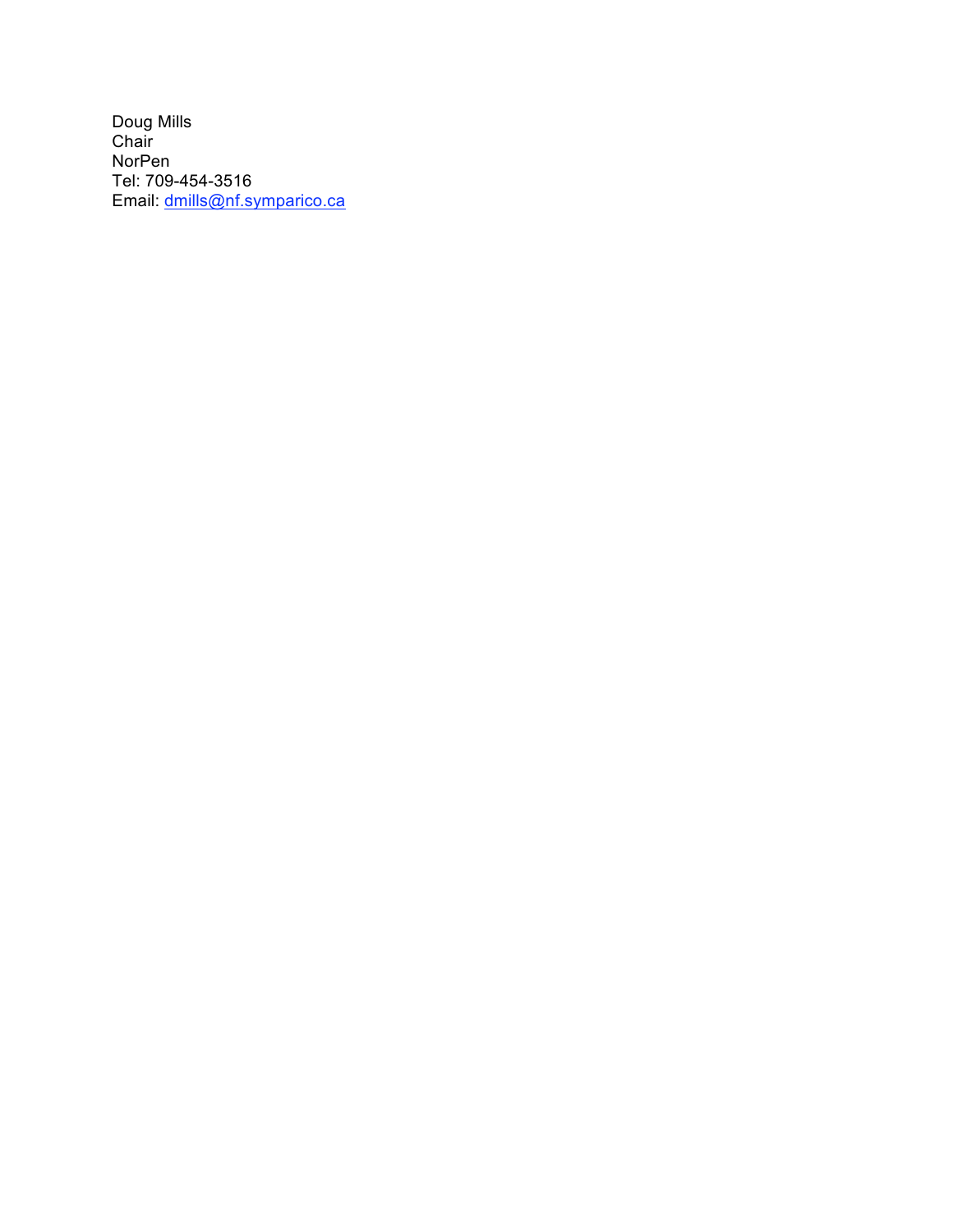Doug Mills  
Chair  
NorPen  
Tel: 709-454-3516  
Email: dmills@nf.symparico.ca